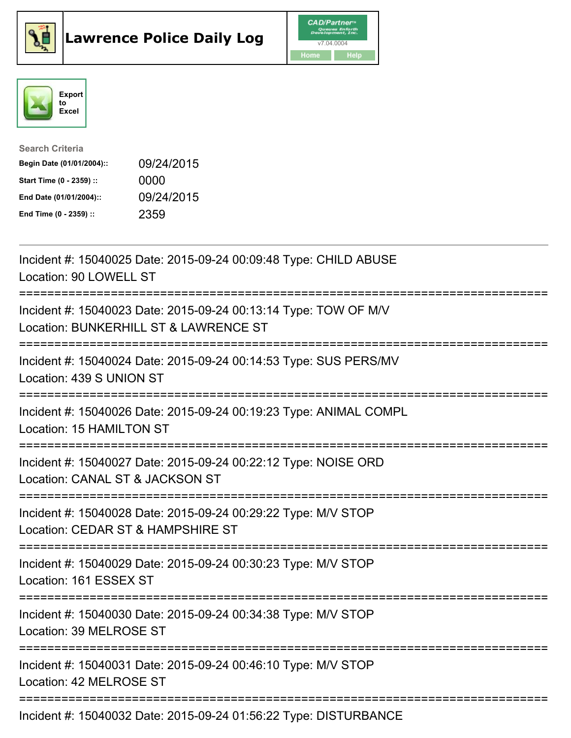# Lawrence Police Daily Log

CAD/Partner v7.04.0004

Home | Help

Export to Excel

**Search Criteria**

| | |
|---|---|
| **Begin Date (01/01/2004)::** | 09/24/2015 |
| **Start Time (0 - 2359) ::** | 0000 |
| **End Date (01/01/2004)::** | 09/24/2015 |
| **End Time (0 - 2359) ::** | 2359 |

---

Incident #: 15040025 Date: 2015-09-24 00:09:48 Type: CHILD ABUSE
Location: 90 LOWELL ST

===========================================================================

Incident #: 15040023 Date: 2015-09-24 00:13:14 Type: TOW OF M/V
Location: BUNKERHILL ST & LAWRENCE ST

===========================================================================

Incident #: 15040024 Date: 2015-09-24 00:14:53 Type: SUS PERS/MV
Location: 439 S UNION ST

===========================================================================

Incident #: 15040026 Date: 2015-09-24 00:19:23 Type: ANIMAL COMPL
Location: 15 HAMILTON ST

===========================================================================

Incident #: 15040027 Date: 2015-09-24 00:22:12 Type: NOISE ORD
Location: CANAL ST & JACKSON ST

===========================================================================

Incident #: 15040028 Date: 2015-09-24 00:29:22 Type: M/V STOP
Location: CEDAR ST & HAMPSHIRE ST

===========================================================================

Incident #: 15040029 Date: 2015-09-24 00:30:23 Type: M/V STOP
Location: 161 ESSEX ST

===========================================================================

Incident #: 15040030 Date: 2015-09-24 00:34:38 Type: M/V STOP
Location: 39 MELROSE ST

===========================================================================

Incident #: 15040031 Date: 2015-09-24 00:46:10 Type: M/V STOP
Location: 42 MELROSE ST

===========================================================================

Incident #: 15040032 Date: 2015-09-24 01:56:22 Type: DISTURBANCE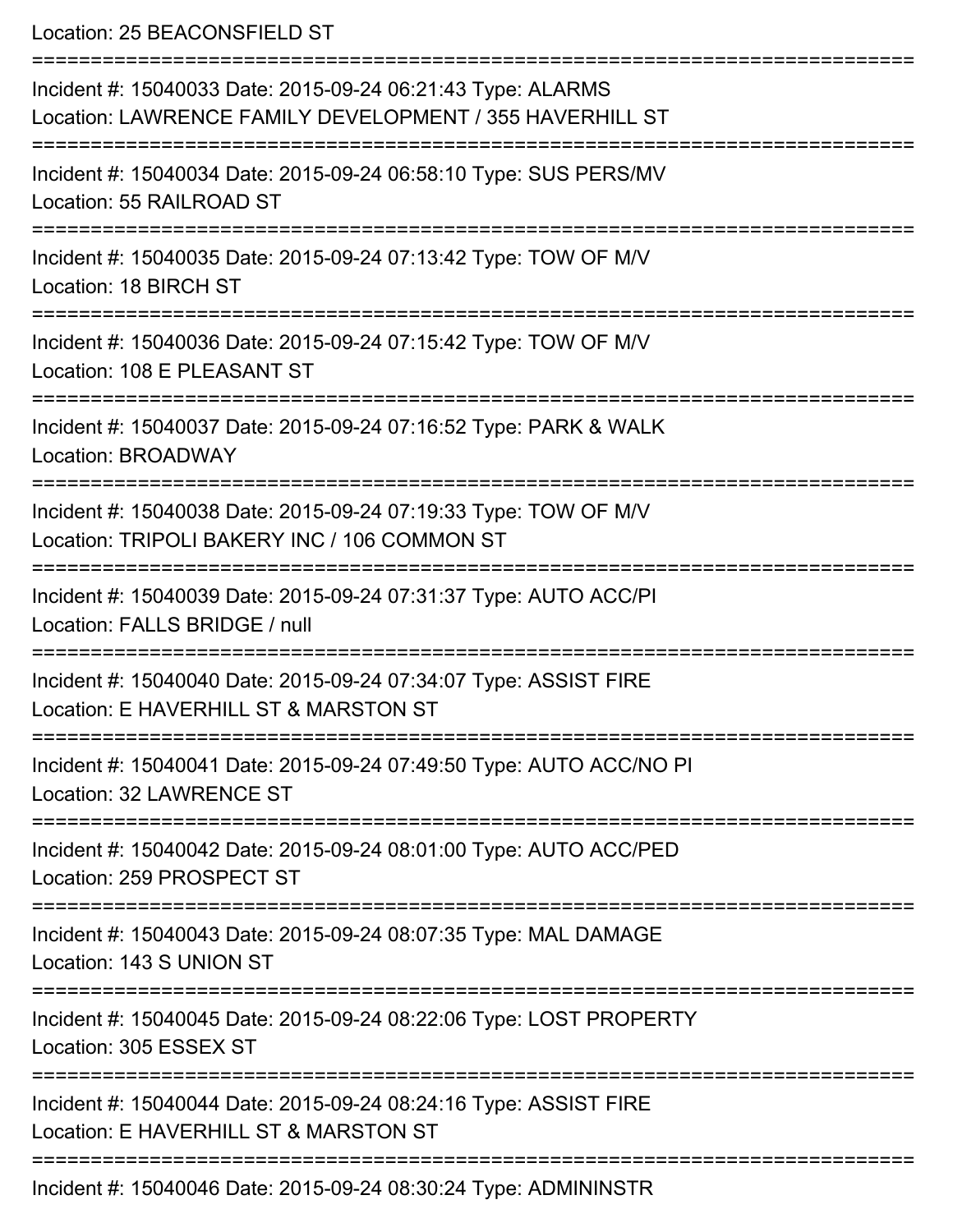Location: 25 BEACONSFIELD ST

===========================================================================

Incident #: 15040033 Date: 2015-09-24 06:21:43 Type: ALARMS
Location: LAWRENCE FAMILY DEVELOPMENT / 355 HAVERHILL ST

===========================================================================

Incident #: 15040034 Date: 2015-09-24 06:58:10 Type: SUS PERS/MV
Location: 55 RAILROAD ST

===========================================================================

Incident #: 15040035 Date: 2015-09-24 07:13:42 Type: TOW OF M/V
Location: 18 BIRCH ST

===========================================================================

Incident #: 15040036 Date: 2015-09-24 07:15:42 Type: TOW OF M/V
Location: 108 E PLEASANT ST

===========================================================================

Incident #: 15040037 Date: 2015-09-24 07:16:52 Type: PARK & WALK
Location: BROADWAY

===========================================================================

Incident #: 15040038 Date: 2015-09-24 07:19:33 Type: TOW OF M/V
Location: TRIPOLI BAKERY INC / 106 COMMON ST

===========================================================================

Incident #: 15040039 Date: 2015-09-24 07:31:37 Type: AUTO ACC/PI
Location: FALLS BRIDGE / null

===========================================================================

Incident #: 15040040 Date: 2015-09-24 07:34:07 Type: ASSIST FIRE
Location: E HAVERHILL ST & MARSTON ST

===========================================================================

Incident #: 15040041 Date: 2015-09-24 07:49:50 Type: AUTO ACC/NO PI
Location: 32 LAWRENCE ST

===========================================================================

Incident #: 15040042 Date: 2015-09-24 08:01:00 Type: AUTO ACC/PED
Location: 259 PROSPECT ST

===========================================================================

Incident #: 15040043 Date: 2015-09-24 08:07:35 Type: MAL DAMAGE
Location: 143 S UNION ST

===========================================================================

Incident #: 15040045 Date: 2015-09-24 08:22:06 Type: LOST PROPERTY
Location: 305 ESSEX ST

===========================================================================

Incident #: 15040044 Date: 2015-09-24 08:24:16 Type: ASSIST FIRE
Location: E HAVERHILL ST & MARSTON ST

===========================================================================

Incident #: 15040046 Date: 2015-09-24 08:30:24 Type: ADMININSTR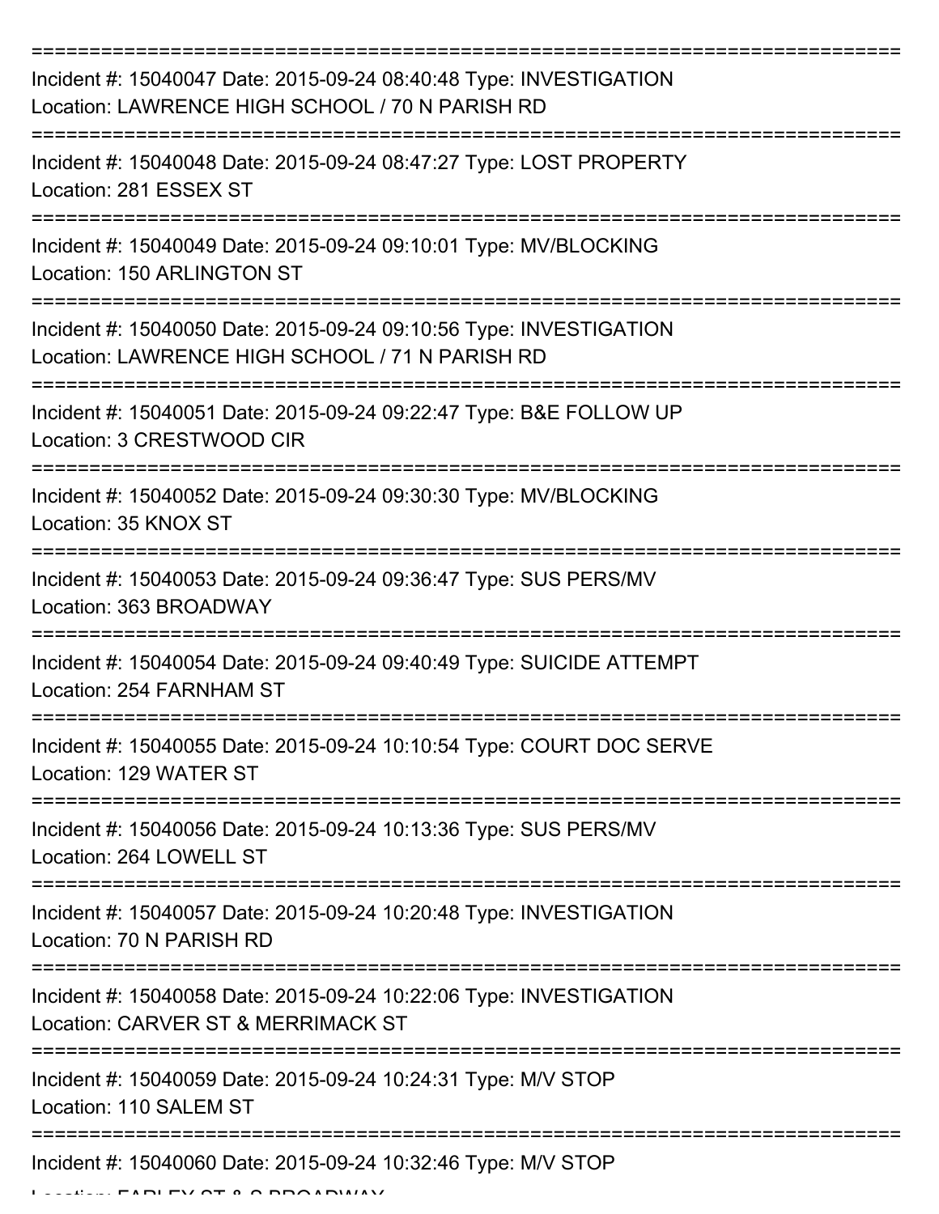===========================================================================

Incident #: 15040047 Date: 2015-09-24 08:40:48 Type: INVESTIGATION
Location: LAWRENCE HIGH SCHOOL / 70 N PARISH RD

===========================================================================

Incident #: 15040048 Date: 2015-09-24 08:47:27 Type: LOST PROPERTY
Location: 281 ESSEX ST

===========================================================================

Incident #: 15040049 Date: 2015-09-24 09:10:01 Type: MV/BLOCKING
Location: 150 ARLINGTON ST

===========================================================================

Incident #: 15040050 Date: 2015-09-24 09:10:56 Type: INVESTIGATION
Location: LAWRENCE HIGH SCHOOL / 71 N PARISH RD

===========================================================================

Incident #: 15040051 Date: 2015-09-24 09:22:47 Type: B&E FOLLOW UP
Location: 3 CRESTWOOD CIR

===========================================================================

Incident #: 15040052 Date: 2015-09-24 09:30:30 Type: MV/BLOCKING
Location: 35 KNOX ST

===========================================================================

Incident #: 15040053 Date: 2015-09-24 09:36:47 Type: SUS PERS/MV
Location: 363 BROADWAY

===========================================================================

Incident #: 15040054 Date: 2015-09-24 09:40:49 Type: SUICIDE ATTEMPT
Location: 254 FARNHAM ST

===========================================================================

Incident #: 15040055 Date: 2015-09-24 10:10:54 Type: COURT DOC SERVE
Location: 129 WATER ST

===========================================================================

Incident #: 15040056 Date: 2015-09-24 10:13:36 Type: SUS PERS/MV
Location: 264 LOWELL ST

===========================================================================

Incident #: 15040057 Date: 2015-09-24 10:20:48 Type: INVESTIGATION
Location: 70 N PARISH RD

===========================================================================

Incident #: 15040058 Date: 2015-09-24 10:22:06 Type: INVESTIGATION
Location: CARVER ST & MERRIMACK ST

===========================================================================

Incident #: 15040059 Date: 2015-09-24 10:24:31 Type: M/V STOP
Location: 110 SALEM ST

===========================================================================

Incident #: 15040060 Date: 2015-09-24 10:32:46 Type: M/V STOP
Location: FARLEY ST & S BROADWAY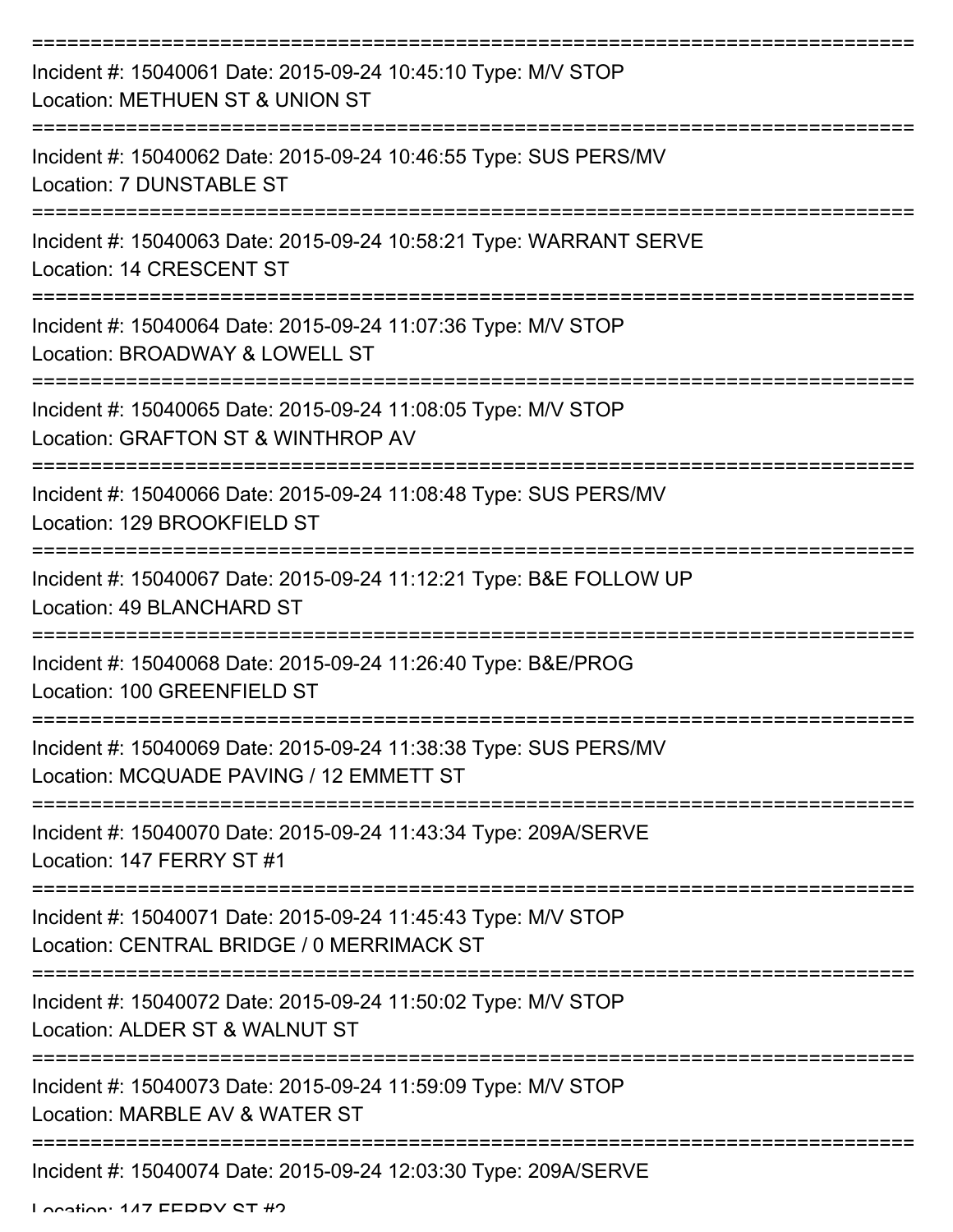===========================================================================

Incident #: 15040061 Date: 2015-09-24 10:45:10 Type: M/V STOP
Location: METHUEN ST & UNION ST

===========================================================================

Incident #: 15040062 Date: 2015-09-24 10:46:55 Type: SUS PERS/MV
Location: 7 DUNSTABLE ST

===========================================================================

Incident #: 15040063 Date: 2015-09-24 10:58:21 Type: WARRANT SERVE
Location: 14 CRESCENT ST

===========================================================================

Incident #: 15040064 Date: 2015-09-24 11:07:36 Type: M/V STOP
Location: BROADWAY & LOWELL ST

===========================================================================

Incident #: 15040065 Date: 2015-09-24 11:08:05 Type: M/V STOP
Location: GRAFTON ST & WINTHROP AV

===========================================================================

Incident #: 15040066 Date: 2015-09-24 11:08:48 Type: SUS PERS/MV
Location: 129 BROOKFIELD ST

===========================================================================

Incident #: 15040067 Date: 2015-09-24 11:12:21 Type: B&E FOLLOW UP
Location: 49 BLANCHARD ST

===========================================================================

Incident #: 15040068 Date: 2015-09-24 11:26:40 Type: B&E/PROG
Location: 100 GREENFIELD ST

===========================================================================

Incident #: 15040069 Date: 2015-09-24 11:38:38 Type: SUS PERS/MV
Location: MCQUADE PAVING / 12 EMMETT ST

===========================================================================

Incident #: 15040070 Date: 2015-09-24 11:43:34 Type: 209A/SERVE
Location: 147 FERRY ST #1

===========================================================================

Incident #: 15040071 Date: 2015-09-24 11:45:43 Type: M/V STOP
Location: CENTRAL BRIDGE / 0 MERRIMACK ST

===========================================================================

Incident #: 15040072 Date: 2015-09-24 11:50:02 Type: M/V STOP
Location: ALDER ST & WALNUT ST

===========================================================================

Incident #: 15040073 Date: 2015-09-24 11:59:09 Type: M/V STOP
Location: MARBLE AV & WATER ST

===========================================================================

Incident #: 15040074 Date: 2015-09-24 12:03:30 Type: 209A/SERVE
Location: 147 FERRY ST #2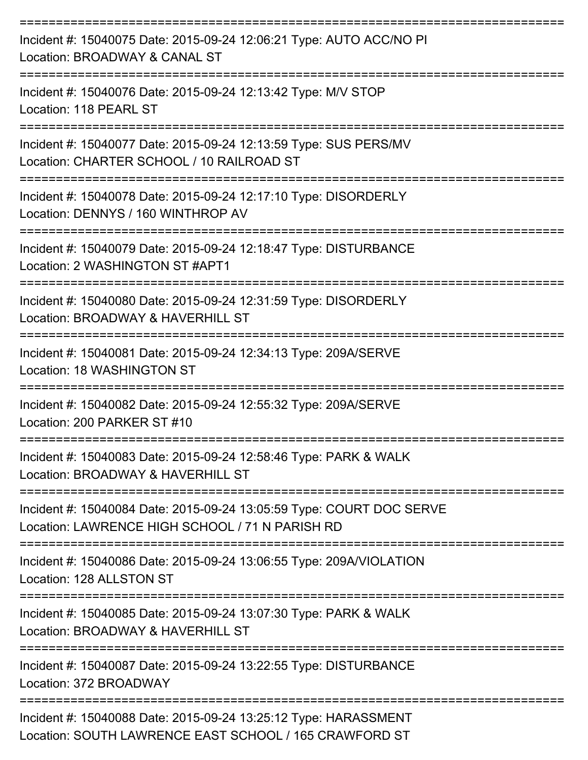===========================================================================

Incident #: 15040075 Date: 2015-09-24 12:06:21 Type: AUTO ACC/NO PI
Location: BROADWAY & CANAL ST

===========================================================================

Incident #: 15040076 Date: 2015-09-24 12:13:42 Type: M/V STOP
Location: 118 PEARL ST

===========================================================================

Incident #: 15040077 Date: 2015-09-24 12:13:59 Type: SUS PERS/MV
Location: CHARTER SCHOOL / 10 RAILROAD ST

===========================================================================

Incident #: 15040078 Date: 2015-09-24 12:17:10 Type: DISORDERLY
Location: DENNYS / 160 WINTHROP AV

===========================================================================

Incident #: 15040079 Date: 2015-09-24 12:18:47 Type: DISTURBANCE
Location: 2 WASHINGTON ST #APT1

===========================================================================

Incident #: 15040080 Date: 2015-09-24 12:31:59 Type: DISORDERLY
Location: BROADWAY & HAVERHILL ST

===========================================================================

Incident #: 15040081 Date: 2015-09-24 12:34:13 Type: 209A/SERVE
Location: 18 WASHINGTON ST

===========================================================================

Incident #: 15040082 Date: 2015-09-24 12:55:32 Type: 209A/SERVE
Location: 200 PARKER ST #10

===========================================================================

Incident #: 15040083 Date: 2015-09-24 12:58:46 Type: PARK & WALK
Location: BROADWAY & HAVERHILL ST

===========================================================================

Incident #: 15040084 Date: 2015-09-24 13:05:59 Type: COURT DOC SERVE
Location: LAWRENCE HIGH SCHOOL / 71 N PARISH RD

===========================================================================

Incident #: 15040086 Date: 2015-09-24 13:06:55 Type: 209A/VIOLATION
Location: 128 ALLSTON ST

===========================================================================

Incident #: 15040085 Date: 2015-09-24 13:07:30 Type: PARK & WALK
Location: BROADWAY & HAVERHILL ST

===========================================================================

Incident #: 15040087 Date: 2015-09-24 13:22:55 Type: DISTURBANCE
Location: 372 BROADWAY

===========================================================================

Incident #: 15040088 Date: 2015-09-24 13:25:12 Type: HARASSMENT
Location: SOUTH LAWRENCE EAST SCHOOL / 165 CRAWFORD ST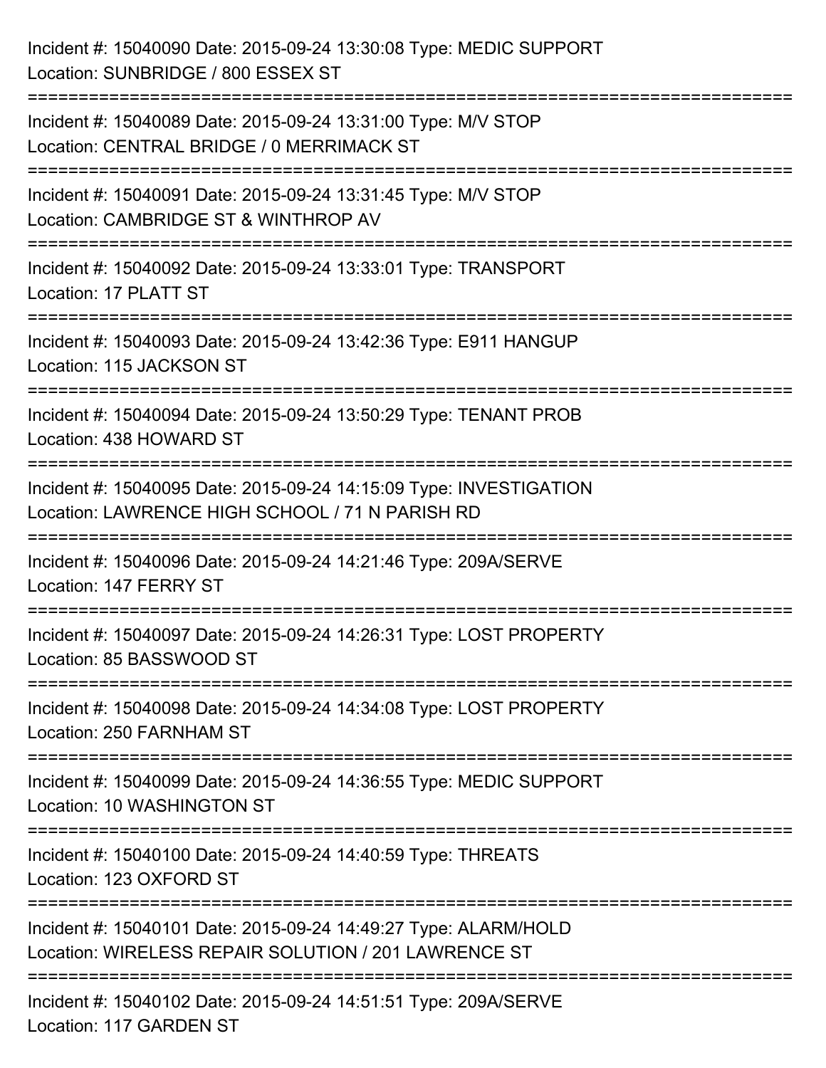Incident #: 15040090 Date: 2015-09-24 13:30:08 Type: MEDIC SUPPORT
Location: SUNBRIDGE / 800 ESSEX ST

===========================================================================

Incident #: 15040089 Date: 2015-09-24 13:31:00 Type: M/V STOP
Location: CENTRAL BRIDGE / 0 MERRIMACK ST

===========================================================================

Incident #: 15040091 Date: 2015-09-24 13:31:45 Type: M/V STOP
Location: CAMBRIDGE ST & WINTHROP AV

===========================================================================

Incident #: 15040092 Date: 2015-09-24 13:33:01 Type: TRANSPORT
Location: 17 PLATT ST

===========================================================================

Incident #: 15040093 Date: 2015-09-24 13:42:36 Type: E911 HANGUP
Location: 115 JACKSON ST

===========================================================================

Incident #: 15040094 Date: 2015-09-24 13:50:29 Type: TENANT PROB
Location: 438 HOWARD ST

===========================================================================

Incident #: 15040095 Date: 2015-09-24 14:15:09 Type: INVESTIGATION
Location: LAWRENCE HIGH SCHOOL / 71 N PARISH RD

===========================================================================

Incident #: 15040096 Date: 2015-09-24 14:21:46 Type: 209A/SERVE
Location: 147 FERRY ST

===========================================================================

Incident #: 15040097 Date: 2015-09-24 14:26:31 Type: LOST PROPERTY
Location: 85 BASSWOOD ST

===========================================================================

Incident #: 15040098 Date: 2015-09-24 14:34:08 Type: LOST PROPERTY
Location: 250 FARNHAM ST

===========================================================================

Incident #: 15040099 Date: 2015-09-24 14:36:55 Type: MEDIC SUPPORT
Location: 10 WASHINGTON ST

===========================================================================

Incident #: 15040100 Date: 2015-09-24 14:40:59 Type: THREATS
Location: 123 OXFORD ST

===========================================================================

Incident #: 15040101 Date: 2015-09-24 14:49:27 Type: ALARM/HOLD
Location: WIRELESS REPAIR SOLUTION / 201 LAWRENCE ST

===========================================================================

Incident #: 15040102 Date: 2015-09-24 14:51:51 Type: 209A/SERVE
Location: 117 GARDEN ST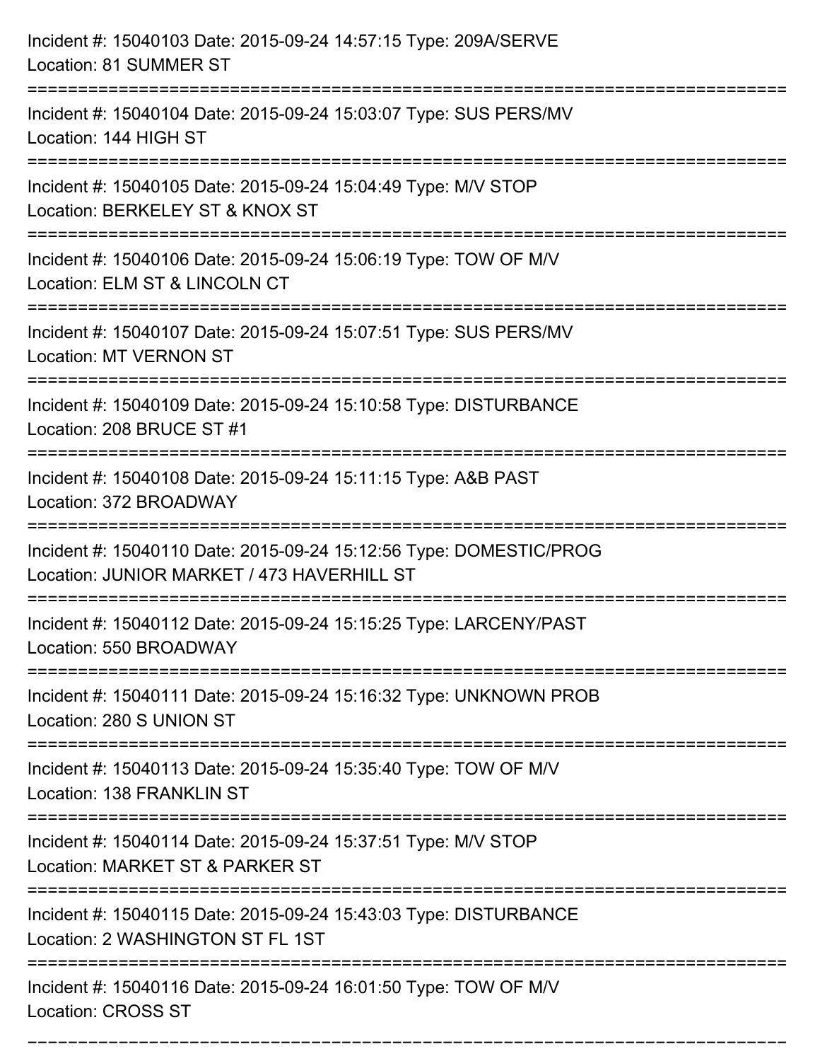Incident #: 15040103 Date: 2015-09-24 14:57:15 Type: 209A/SERVE
Location: 81 SUMMER ST

===========================================================================

Incident #: 15040104 Date: 2015-09-24 15:03:07 Type: SUS PERS/MV
Location: 144 HIGH ST

===========================================================================

Incident #: 15040105 Date: 2015-09-24 15:04:49 Type: M/V STOP
Location: BERKELEY ST & KNOX ST

===========================================================================

Incident #: 15040106 Date: 2015-09-24 15:06:19 Type: TOW OF M/V
Location: ELM ST & LINCOLN CT

===========================================================================

Incident #: 15040107 Date: 2015-09-24 15:07:51 Type: SUS PERS/MV
Location: MT VERNON ST

===========================================================================

Incident #: 15040109 Date: 2015-09-24 15:10:58 Type: DISTURBANCE
Location: 208 BRUCE ST #1

===========================================================================

Incident #: 15040108 Date: 2015-09-24 15:11:15 Type: A&B PAST
Location: 372 BROADWAY

===========================================================================

Incident #: 15040110 Date: 2015-09-24 15:12:56 Type: DOMESTIC/PROG
Location: JUNIOR MARKET / 473 HAVERHILL ST

===========================================================================

Incident #: 15040112 Date: 2015-09-24 15:15:25 Type: LARCENY/PAST
Location: 550 BROADWAY

===========================================================================

Incident #: 15040111 Date: 2015-09-24 15:16:32 Type: UNKNOWN PROB
Location: 280 S UNION ST

===========================================================================

Incident #: 15040113 Date: 2015-09-24 15:35:40 Type: TOW OF M/V
Location: 138 FRANKLIN ST

===========================================================================

Incident #: 15040114 Date: 2015-09-24 15:37:51 Type: M/V STOP
Location: MARKET ST & PARKER ST

===========================================================================

Incident #: 15040115 Date: 2015-09-24 15:43:03 Type: DISTURBANCE
Location: 2 WASHINGTON ST FL 1ST

===========================================================================

Incident #: 15040116 Date: 2015-09-24 16:01:50 Type: TOW OF M/V
Location: CROSS ST

===========================================================================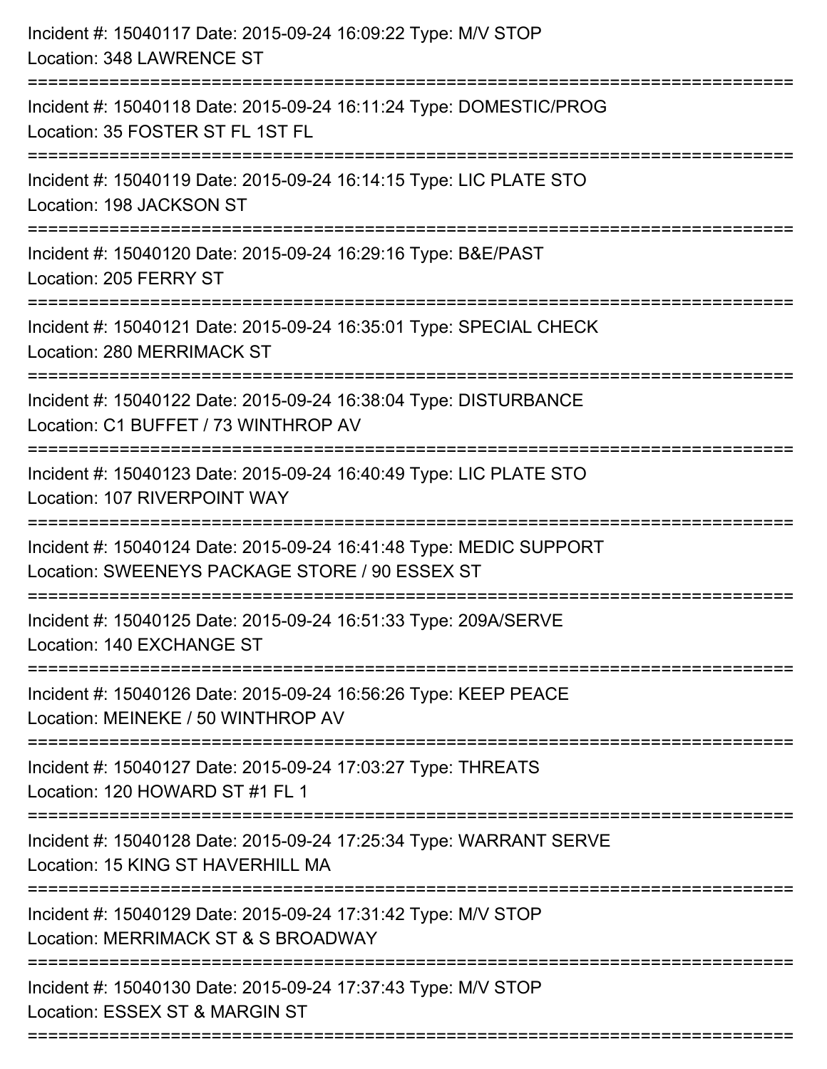Incident #: 15040117 Date: 2015-09-24 16:09:22 Type: M/V STOP
Location: 348 LAWRENCE ST

===========================================================================

Incident #: 15040118 Date: 2015-09-24 16:11:24 Type: DOMESTIC/PROG
Location: 35 FOSTER ST FL 1ST FL

===========================================================================

Incident #: 15040119 Date: 2015-09-24 16:14:15 Type: LIC PLATE STO
Location: 198 JACKSON ST

===========================================================================

Incident #: 15040120 Date: 2015-09-24 16:29:16 Type: B&E/PAST
Location: 205 FERRY ST

===========================================================================

Incident #: 15040121 Date: 2015-09-24 16:35:01 Type: SPECIAL CHECK
Location: 280 MERRIMACK ST

===========================================================================

Incident #: 15040122 Date: 2015-09-24 16:38:04 Type: DISTURBANCE
Location: C1 BUFFET / 73 WINTHROP AV

===========================================================================

Incident #: 15040123 Date: 2015-09-24 16:40:49 Type: LIC PLATE STO
Location: 107 RIVERPOINT WAY

===========================================================================

Incident #: 15040124 Date: 2015-09-24 16:41:48 Type: MEDIC SUPPORT
Location: SWEENEYS PACKAGE STORE / 90 ESSEX ST

===========================================================================

Incident #: 15040125 Date: 2015-09-24 16:51:33 Type: 209A/SERVE
Location: 140 EXCHANGE ST

===========================================================================

Incident #: 15040126 Date: 2015-09-24 16:56:26 Type: KEEP PEACE
Location: MEINEKE / 50 WINTHROP AV

===========================================================================

Incident #: 15040127 Date: 2015-09-24 17:03:27 Type: THREATS
Location: 120 HOWARD ST #1 FL 1

===========================================================================

Incident #: 15040128 Date: 2015-09-24 17:25:34 Type: WARRANT SERVE
Location: 15 KING ST HAVERHILL MA

===========================================================================

Incident #: 15040129 Date: 2015-09-24 17:31:42 Type: M/V STOP
Location: MERRIMACK ST & S BROADWAY

===========================================================================

Incident #: 15040130 Date: 2015-09-24 17:37:43 Type: M/V STOP
Location: ESSEX ST & MARGIN ST

===========================================================================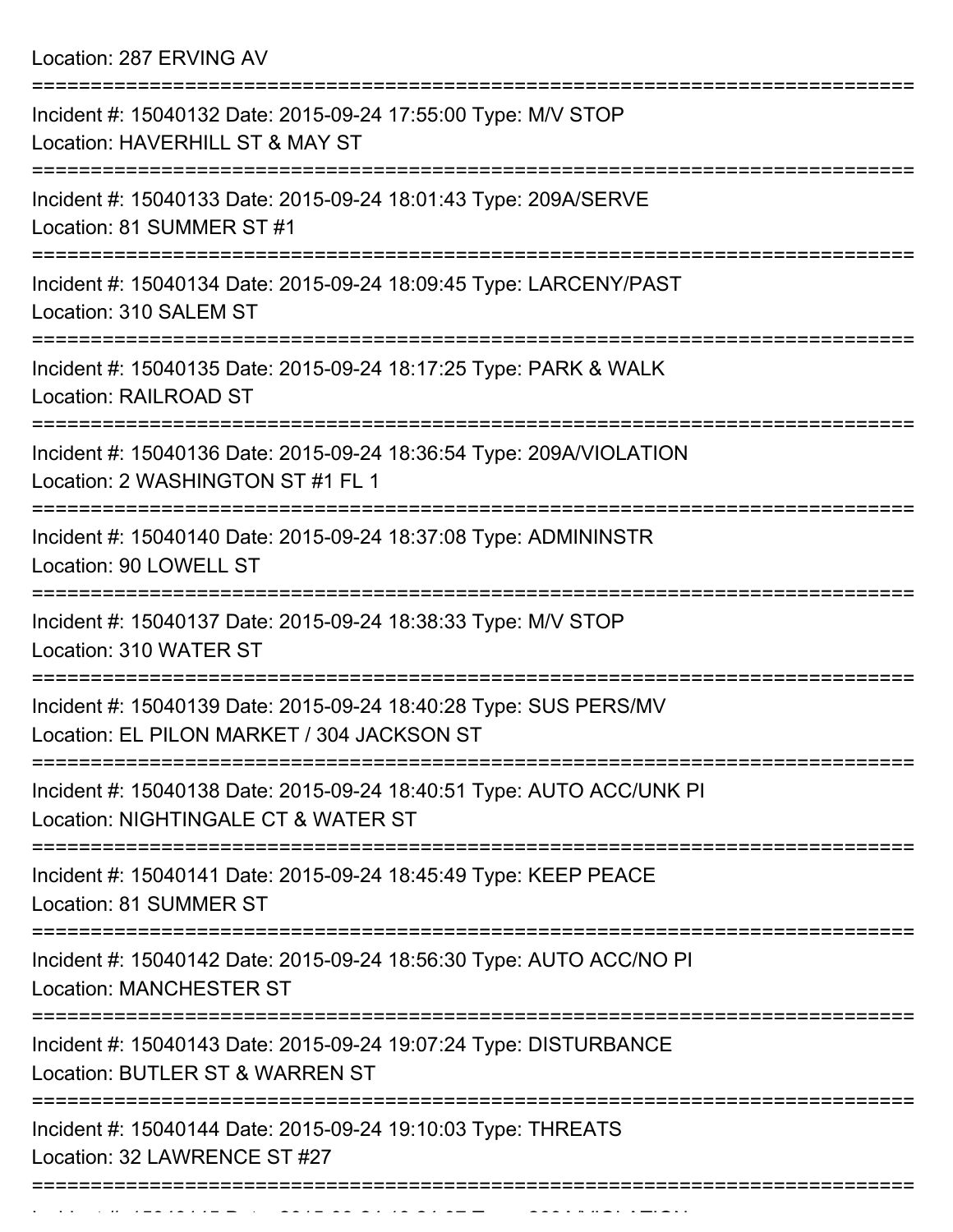Location: 287 ERVING AV

===========================================================================

Incident #: 15040132 Date: 2015-09-24 17:55:00 Type: M/V STOP
Location: HAVERHILL ST & MAY ST

===========================================================================

Incident #: 15040133 Date: 2015-09-24 18:01:43 Type: 209A/SERVE
Location: 81 SUMMER ST #1

===========================================================================

Incident #: 15040134 Date: 2015-09-24 18:09:45 Type: LARCENY/PAST
Location: 310 SALEM ST

===========================================================================

Incident #: 15040135 Date: 2015-09-24 18:17:25 Type: PARK & WALK
Location: RAILROAD ST

===========================================================================

Incident #: 15040136 Date: 2015-09-24 18:36:54 Type: 209A/VIOLATION
Location: 2 WASHINGTON ST #1 FL 1

===========================================================================

Incident #: 15040140 Date: 2015-09-24 18:37:08 Type: ADMININSTR
Location: 90 LOWELL ST

===========================================================================

Incident #: 15040137 Date: 2015-09-24 18:38:33 Type: M/V STOP
Location: 310 WATER ST

===========================================================================

Incident #: 15040139 Date: 2015-09-24 18:40:28 Type: SUS PERS/MV
Location: EL PILON MARKET / 304 JACKSON ST

===========================================================================

Incident #: 15040138 Date: 2015-09-24 18:40:51 Type: AUTO ACC/UNK PI
Location: NIGHTINGALE CT & WATER ST

===========================================================================

Incident #: 15040141 Date: 2015-09-24 18:45:49 Type: KEEP PEACE
Location: 81 SUMMER ST

===========================================================================

Incident #: 15040142 Date: 2015-09-24 18:56:30 Type: AUTO ACC/NO PI
Location: MANCHESTER ST

===========================================================================

Incident #: 15040143 Date: 2015-09-24 19:07:24 Type: DISTURBANCE
Location: BUTLER ST & WARREN ST

===========================================================================

Incident #: 15040144 Date: 2015-09-24 19:10:03 Type: THREATS
Location: 32 LAWRENCE ST #27

===========================================================================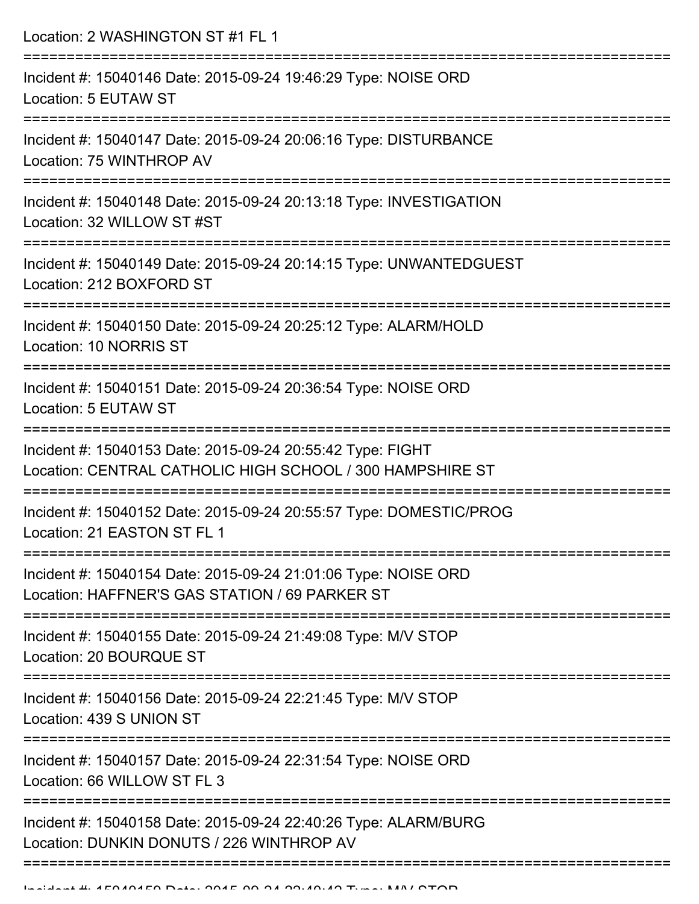Location: 2 WASHINGTON ST #1 FL 1

===========================================================================

Incident #: 15040146 Date: 2015-09-24 19:46:29 Type: NOISE ORD
Location: 5 EUTAW ST

===========================================================================

Incident #: 15040147 Date: 2015-09-24 20:06:16 Type: DISTURBANCE
Location: 75 WINTHROP AV

===========================================================================

Incident #: 15040148 Date: 2015-09-24 20:13:18 Type: INVESTIGATION
Location: 32 WILLOW ST #ST

===========================================================================

Incident #: 15040149 Date: 2015-09-24 20:14:15 Type: UNWANTEDGUEST
Location: 212 BOXFORD ST

===========================================================================

Incident #: 15040150 Date: 2015-09-24 20:25:12 Type: ALARM/HOLD
Location: 10 NORRIS ST

===========================================================================

Incident #: 15040151 Date: 2015-09-24 20:36:54 Type: NOISE ORD
Location: 5 EUTAW ST

===========================================================================

Incident #: 15040153 Date: 2015-09-24 20:55:42 Type: FIGHT
Location: CENTRAL CATHOLIC HIGH SCHOOL / 300 HAMPSHIRE ST

===========================================================================

Incident #: 15040152 Date: 2015-09-24 20:55:57 Type: DOMESTIC/PROG
Location: 21 EASTON ST FL 1

===========================================================================

Incident #: 15040154 Date: 2015-09-24 21:01:06 Type: NOISE ORD
Location: HAFFNER'S GAS STATION / 69 PARKER ST

===========================================================================

Incident #: 15040155 Date: 2015-09-24 21:49:08 Type: M/V STOP
Location: 20 BOURQUE ST

===========================================================================

Incident #: 15040156 Date: 2015-09-24 22:21:45 Type: M/V STOP
Location: 439 S UNION ST

===========================================================================

Incident #: 15040157 Date: 2015-09-24 22:31:54 Type: NOISE ORD
Location: 66 WILLOW ST FL 3

===========================================================================

Incident #: 15040158 Date: 2015-09-24 22:40:26 Type: ALARM/BURG
Location: DUNKIN DONUTS / 226 WINTHROP AV

===========================================================================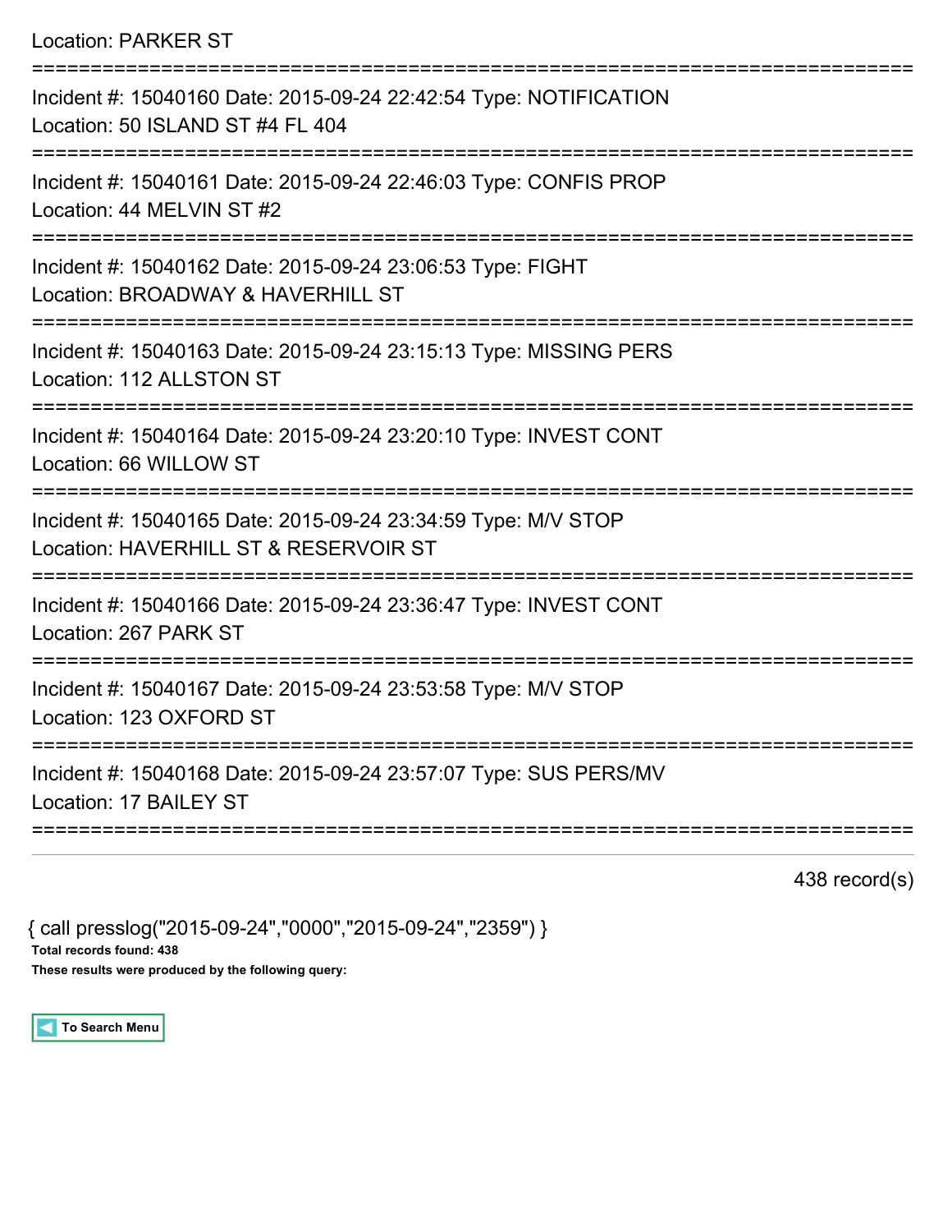Location: PARKER ST

===========================================================================

Incident #: 15040160 Date: 2015-09-24 22:42:54 Type: NOTIFICATION
Location: 50 ISLAND ST #4 FL 404

===========================================================================

Incident #: 15040161 Date: 2015-09-24 22:46:03 Type: CONFIS PROP
Location: 44 MELVIN ST #2

===========================================================================

Incident #: 15040162 Date: 2015-09-24 23:06:53 Type: FIGHT
Location: BROADWAY & HAVERHILL ST

===========================================================================

Incident #: 15040163 Date: 2015-09-24 23:15:13 Type: MISSING PERS
Location: 112 ALLSTON ST

===========================================================================

Incident #: 15040164 Date: 2015-09-24 23:20:10 Type: INVEST CONT
Location: 66 WILLOW ST

===========================================================================

Incident #: 15040165 Date: 2015-09-24 23:34:59 Type: M/V STOP
Location: HAVERHILL ST & RESERVOIR ST

===========================================================================

Incident #: 15040166 Date: 2015-09-24 23:36:47 Type: INVEST CONT
Location: 267 PARK ST

===========================================================================

Incident #: 15040167 Date: 2015-09-24 23:53:58 Type: M/V STOP
Location: 123 OXFORD ST

===========================================================================

Incident #: 15040168 Date: 2015-09-24 23:57:07 Type: SUS PERS/MV
Location: 17 BAILEY ST

===========================================================================

438 record(s)

{ call presslog("2015-09-24","0000","2015-09-24","2359") }

**Total records found: 438**

**These results were produced by the following query:**

To Search Menu